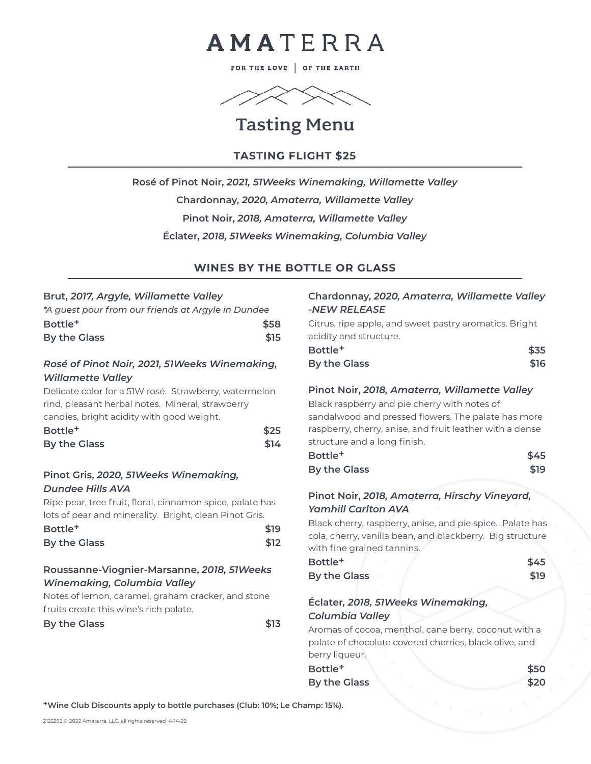# AMATERRA

FOR THE LOVE | OF THE EARTH

## Tasting Menu

### TASTING FLIGHT $25

**Rosé of Pinot Noir,** ***2021, 51Weeks Winemaking, Willamette Valley***

**Chardonnay,** ***2020, Amaterra, Willamette Valley***

**Pinot Noir,** ***2018, Amaterra, Willamette Valley***

**Éclater,** ***2018, 51Weeks Winemaking, Columbia Valley***

### WINES BY THE BOTTLE OR GLASS

**Brut,** ***2017, Argyle, Willamette Valley***

*\*A guest pour from our friends at Argyle in Dundee*

**Bottle+** **$58**

**By the Glass** **$15**

***Rosé of Pinot Noir, 2021, 51Weeks Winemaking, Willamette Valley***

Delicate color for a 51W rosé. Strawberry, watermelon rind, pleasant herbal notes. Mineral, strawberry candies, bright acidity with good weight.

**Bottle+** **$25**

**By the Glass** **$14**

**Pinot Gris,** ***2020, 51Weeks Winemaking, Dundee Hills AVA***

Ripe pear, tree fruit, floral, cinnamon spice, palate has lots of pear and minerality. Bright, clean Pinot Gris.

**Bottle+** **$19**

**By the Glass** **$12**

**Roussanne-Viognier-Marsanne,** ***2018, 51Weeks Winemaking, Columbia Valley***

Notes of lemon, caramel, graham cracker, and stone fruits create this wine's rich palate.

**By the Glass** **$13**

**Chardonnay,** ***2020, Amaterra, Willamette Valley -NEW RELEASE***

Citrus, ripe apple, and sweet pastry aromatics. Bright acidity and structure.

**Bottle+** **$35**

**By the Glass** **$16**

**Pinot Noir,** ***2018, Amaterra, Willamette Valley***

Black raspberry and pie cherry with notes of sandalwood and pressed flowers. The palate has more raspberry, cherry, anise, and fruit leather with a dense structure and a long finish.

**Bottle+** **$45**

**By the Glass** **$19**

**Pinot Noir,** ***2018, Amaterra, Hirschy Vineyard, Yamhill Carlton AVA***

Black cherry, raspberry, anise, and pie spice. Palate has cola, cherry, vanilla bean, and blackberry. Big structure with fine grained tannins.

**Bottle+** **$45**

**By the Glass** **$19**

**Éclater,** ***2018, 51Weeks Winemaking, Columbia Valley***

Aromas of cocoa, menthol, cane berry, coconut with a palate of chocolate covered cherries, black olive, and berry liqueur.

**Bottle+** **$50**

**By the Glass** **$20**

**+Wine Club Discounts apply to bottle purchases (Club: 10%; Le Champ: 15%).**

2125292 © 2022 Amaterra, LLC, all rights reserved 4-14-22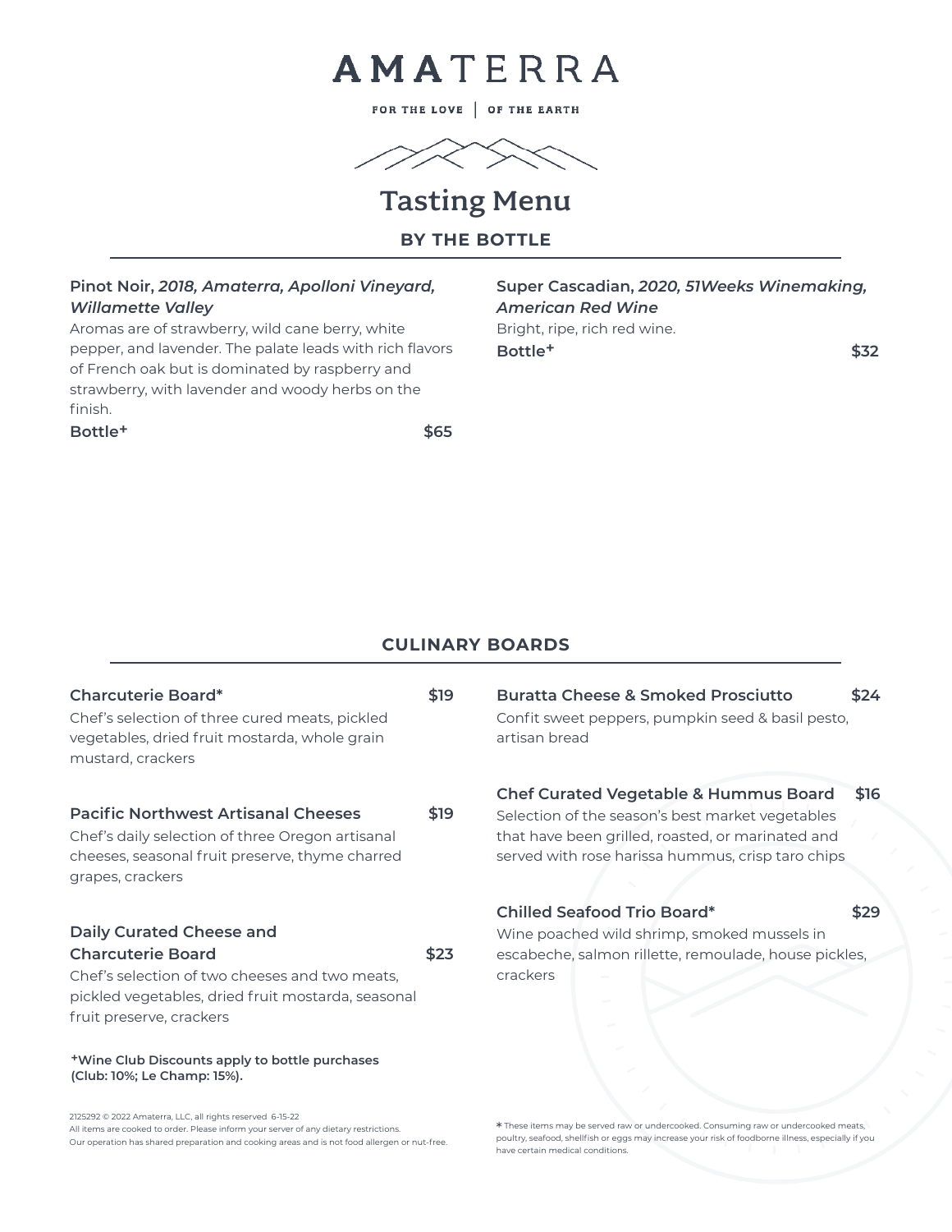# AMATERRA

FOR THE LOVE | OF THE EARTH

## Tasting Menu

### BY THE BOTTLE

**Pinot Noir,** ***2018, Amaterra, Apolloni Vineyard, Willamette Valley***

Aromas are of strawberry, wild cane berry, white pepper, and lavender. The palate leads with rich flavors of French oak but is dominated by raspberry and strawberry, with lavender and woody herbs on the finish.

**Bottle⁺** **$65**

**Super Cascadian,** ***2020, 51Weeks Winemaking, American Red Wine***

Bright, ripe, rich red wine.

**Bottle⁺** **$32**

### CULINARY BOARDS

**Charcuterie Board*** **$19**

Chef's selection of three cured meats, pickled vegetables, dried fruit mostarda, whole grain mustard, crackers

**Pacific Northwest Artisanal Cheeses** **$19**

Chef's daily selection of three Oregon artisanal cheeses, seasonal fruit preserve, thyme charred grapes, crackers

**Daily Curated Cheese and Charcuterie Board** **$23**

Chef's selection of two cheeses and two meats, pickled vegetables, dried fruit mostarda, seasonal fruit preserve, crackers

**Buratta Cheese & Smoked Prosciutto** **$24**

Confit sweet peppers, pumpkin seed & basil pesto, artisan bread

**Chef Curated Vegetable & Hummus Board** **$16**

Selection of the season's best market vegetables that have been grilled, roasted, or marinated and served with rose harissa hummus, crisp taro chips

**Chilled Seafood Trio Board*** **$29**

Wine poached wild shrimp, smoked mussels in escabeche, salmon rillette, remoulade, house pickles, crackers

**⁺Wine Club Discounts apply to bottle purchases (Club: 10%; Le Champ: 15%).**

2125292 © 2022 Amaterra, LLC, all rights reserved 6-15-22
All items are cooked to order. Please inform your server of any dietary restrictions.
Our operation has shared preparation and cooking areas and is not food allergen or nut-free.

* These items may be served raw or undercooked. Consuming raw or undercooked meats, poultry, seafood, shellfish or eggs may increase your risk of foodborne illness, especially if you have certain medical conditions.